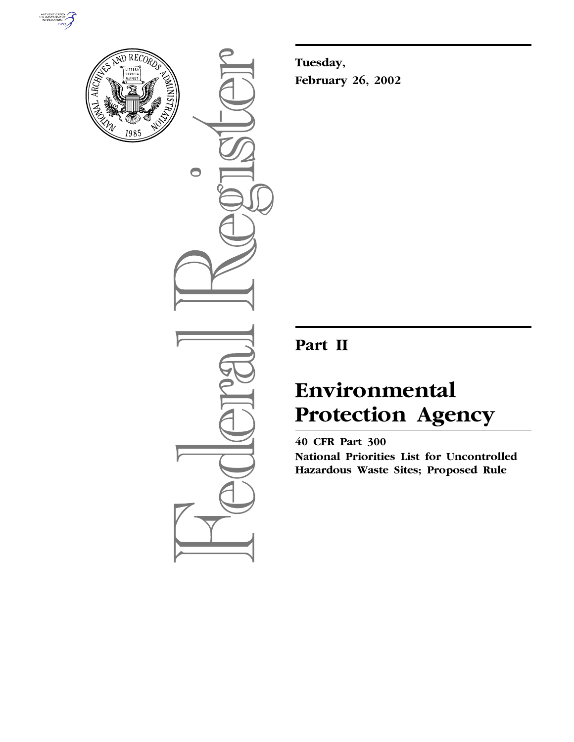**Tuesday,**

**February 26, 2002**

## Part II

# Environmental Protection Agency

**40 CFR Part 300**

**National Priorities List for Uncontrolled Hazardous Waste Sites; Proposed Rule**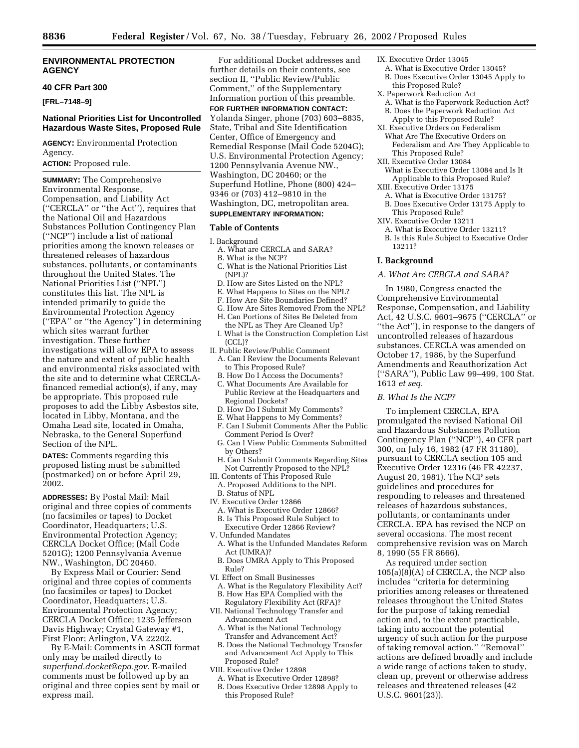## ENVIRONMENTAL PROTECTION AGENCY

### 40 CFR Part 300

**[FRL–7148–9]**

### National Priorities List for Uncontrolled Hazardous Waste Sites, Proposed Rule

**AGENCY:** Environmental Protection Agency.

**ACTION:** Proposed rule.

**SUMMARY:** The Comprehensive Environmental Response, Compensation, and Liability Act (''CERCLA'' or ''the Act''), requires that the National Oil and Hazardous Substances Pollution Contingency Plan (''NCP'') include a list of national priorities among the known releases or threatened releases of hazardous substances, pollutants, or contaminants throughout the United States. The National Priorities List (''NPL'') constitutes this list. The NPL is intended primarily to guide the Environmental Protection Agency (''EPA'' or ''the Agency'') in determining which sites warrant further investigation. These further investigations will allow EPA to assess the nature and extent of public health and environmental risks associated with the site and to determine what CERCLA-financed remedial action(s), if any, may be appropriate. This proposed rule proposes to add the Libby Asbestos site, located in Libby, Montana, and the Omaha Lead site, located in Omaha, Nebraska, to the General Superfund Section of the NPL.

**DATES:** Comments regarding this proposed listing must be submitted (postmarked) on or before April 29, 2002.

**ADDRESSES:** By Postal Mail: Mail original and three copies of comments (no facsimiles or tapes) to Docket Coordinator, Headquarters; U.S. Environmental Protection Agency; CERCLA Docket Office; (Mail Code 5201G); 1200 Pennsylvania Avenue NW., Washington, DC 20460.

By Express Mail or Courier: Send original and three copies of comments (no facsimiles or tapes) to Docket Coordinator, Headquarters; U.S. Environmental Protection Agency; CERCLA Docket Office; 1235 Jefferson Davis Highway; Crystal Gateway #1, First Floor; Arlington, VA 22202.

By E-Mail: Comments in ASCII format only may be mailed directly to *superfund.docket@epa.gov.* E-mailed comments must be followed up by an original and three copies sent by mail or express mail.

For additional Docket addresses and further details on their contents, see section II, ''Public Review/Public Comment,'' of the Supplementary Information portion of this preamble.

**FOR FURTHER INFORMATION CONTACT:** Yolanda Singer, phone (703) 603–8835, State, Tribal and Site Identification Center, Office of Emergency and Remedial Response (Mail Code 5204G); U.S. Environmental Protection Agency; 1200 Pennsylvania Avenue NW., Washington, DC 20460; or the Superfund Hotline, Phone (800) 424–9346 or (703) 412–9810 in the Washington, DC, metropolitan area.

**SUPPLEMENTARY INFORMATION:**

**Table of Contents**

- I. Background
  - A. What are CERCLA and SARA?
  - B. What is the NCP?
  - C. What is the National Priorities List (NPL)?
  - D. How are Sites Listed on the NPL?
  - E. What Happens to Sites on the NPL?
  - F. How Are Site Boundaries Defined?
  - G. How Are Sites Removed From the NPL?
  - H. Can Portions of Sites Be Deleted from the NPL as They Are Cleaned Up?
  - I. What is the Construction Completion List (CCL)?
- II. Public Review/Public Comment
  - A. Can I Review the Documents Relevant to This Proposed Rule?
  - B. How Do I Access the Documents?
  - C. What Documents Are Available for Public Review at the Headquarters and Regional Dockets?
  - D. How Do I Submit My Comments?
  - E. What Happens to My Comments?
  - F. Can I Submit Comments After the Public Comment Period Is Over?
  - G. Can I View Public Comments Submitted by Others?
  - H. Can I Submit Comments Regarding Sites Not Currently Proposed to the NPL?
- III. Contents of This Proposed Rule
  - A. Proposed Additions to the NPL
  - B. Status of NPL
- IV. Executive Order 12866
  - A. What is Executive Order 12866?
  - B. Is This Proposed Rule Subject to Executive Order 12866 Review?
- V. Unfunded Mandates
  - A. What is the Unfunded Mandates Reform Act (UMRA)?
  - B. Does UMRA Apply to This Proposed Rule?
- VI. Effect on Small Businesses
  - A. What is the Regulatory Flexibility Act?
  - B. How Has EPA Complied with the Regulatory Flexibility Act (RFA)?
- VII. National Technology Transfer and Advancement Act
  - A. What is the National Technology Transfer and Advancement Act?
  - B. Does the National Technology Transfer and Advancement Act Apply to This Proposed Rule?
- VIII. Executive Order 12898
  - A. What is Executive Order 12898?
  - B. Does Executive Order 12898 Apply to this Proposed Rule?
- IX. Executive Order 13045
  - A. What is Executive Order 13045?
  - B. Does Executive Order 13045 Apply to this Proposed Rule?
- X. Paperwork Reduction Act
  - A. What is the Paperwork Reduction Act?
  - B. Does the Paperwork Reduction Act Apply to this Proposed Rule?
- XI. Executive Orders on Federalism
  - What Are The Executive Orders on Federalism and Are They Applicable to This Proposed Rule?
- XII. Executive Order 13084
  - What is Executive Order 13084 and Is It Applicable to this Proposed Rule?
- XIII. Executive Order 13175
  - A. What is Executive Order 13175?
  - B. Does Executive Order 13175 Apply to This Proposed Rule?
- XIV. Executive Order 13211
  - A. What is Executive Order 13211?
  - B. Is this Rule Subject to Executive Order 13211?

## I. Background

### *A. What Are CERCLA and SARA?*

In 1980, Congress enacted the Comprehensive Environmental Response, Compensation, and Liability Act, 42 U.S.C. 9601–9675 (''CERCLA'' or ''the Act''), in response to the dangers of uncontrolled releases of hazardous substances. CERCLA was amended on October 17, 1986, by the Superfund Amendments and Reauthorization Act (''SARA''), Public Law 99–499, 100 Stat. 1613 *et seq.*

### *B. What Is the NCP?*

To implement CERCLA, EPA promulgated the revised National Oil and Hazardous Substances Pollution Contingency Plan (''NCP''), 40 CFR part 300, on July 16, 1982 (47 FR 31180), pursuant to CERCLA section 105 and Executive Order 12316 (46 FR 42237, August 20, 1981). The NCP sets guidelines and procedures for responding to releases and threatened releases of hazardous substances, pollutants, or contaminants under CERCLA. EPA has revised the NCP on several occasions. The most recent comprehensive revision was on March 8, 1990 (55 FR 8666).

As required under section 105(a)(8)(A) of CERCLA, the NCP also includes ''criteria for determining priorities among releases or threatened releases throughout the United States for the purpose of taking remedial action and, to the extent practicable, taking into account the potential urgency of such action for the purpose of taking removal action.'' ''Removal'' actions are defined broadly and include a wide range of actions taken to study, clean up, prevent or otherwise address releases and threatened releases (42 U.S.C. 9601(23)).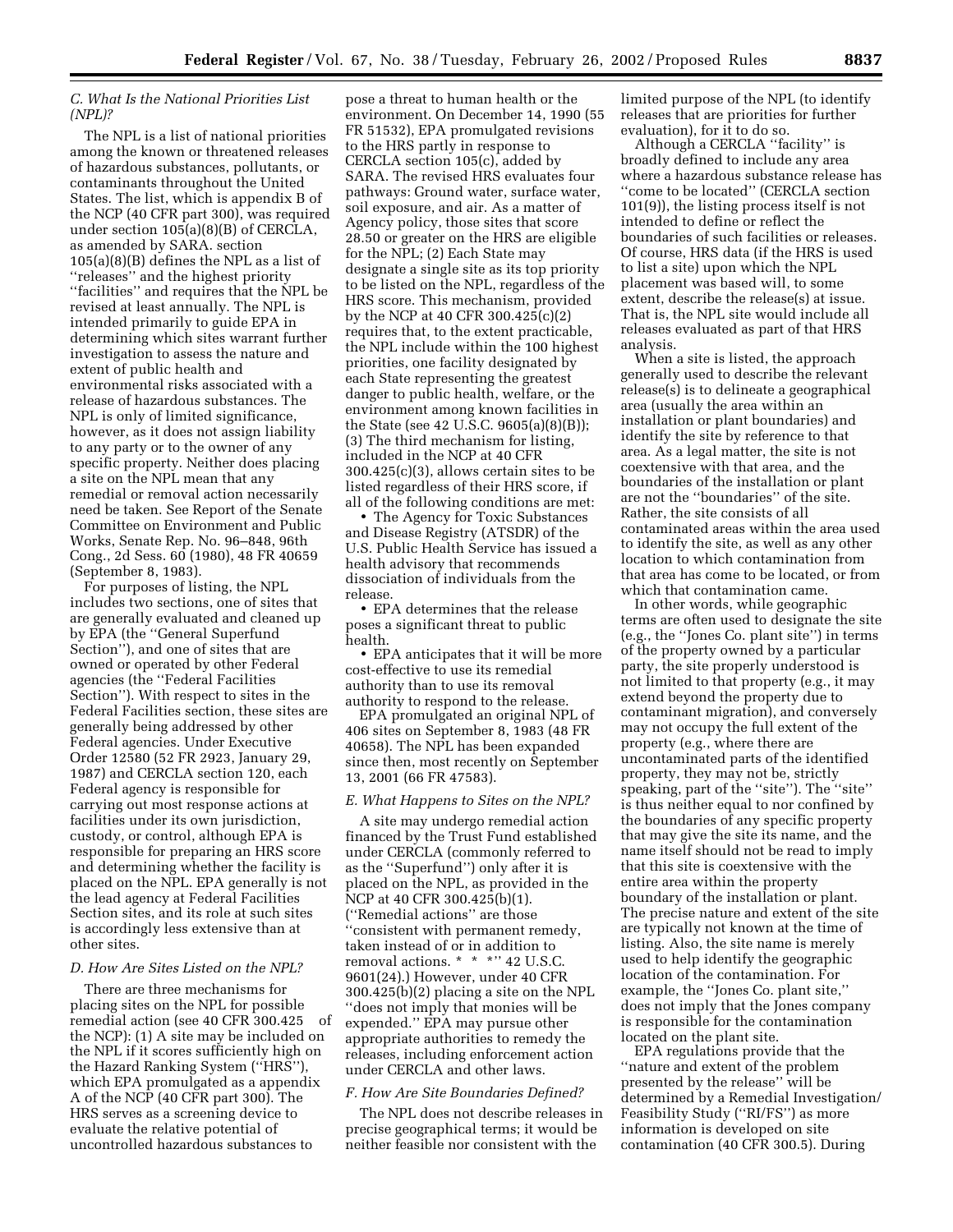### *C. What Is the National Priorities List (NPL)?*

The NPL is a list of national priorities among the known or threatened releases of hazardous substances, pollutants, or contaminants throughout the United States. The list, which is appendix B of the NCP (40 CFR part 300), was required under section 105(a)(8)(B) of CERCLA, as amended by SARA. section 105(a)(8)(B) defines the NPL as a list of ''releases'' and the highest priority ''facilities'' and requires that the NPL be revised at least annually. The NPL is intended primarily to guide EPA in determining which sites warrant further investigation to assess the nature and extent of public health and environmental risks associated with a release of hazardous substances. The NPL is only of limited significance, however, as it does not assign liability to any party or to the owner of any specific property. Neither does placing a site on the NPL mean that any remedial or removal action necessarily need be taken. See Report of the Senate Committee on Environment and Public Works, Senate Rep. No. 96–848, 96th Cong., 2d Sess. 60 (1980), 48 FR 40659 (September 8, 1983).

For purposes of listing, the NPL includes two sections, one of sites that are generally evaluated and cleaned up by EPA (the ''General Superfund Section''), and one of sites that are owned or operated by other Federal agencies (the ''Federal Facilities Section''). With respect to sites in the Federal Facilities section, these sites are generally being addressed by other Federal agencies. Under Executive Order 12580 (52 FR 2923, January 29, 1987) and CERCLA section 120, each Federal agency is responsible for carrying out most response actions at facilities under its own jurisdiction, custody, or control, although EPA is responsible for preparing an HRS score and determining whether the facility is placed on the NPL. EPA generally is not the lead agency at Federal Facilities Section sites, and its role at such sites is accordingly less extensive than at other sites.

### *D. How Are Sites Listed on the NPL?*

There are three mechanisms for placing sites on the NPL for possible remedial action (see 40 CFR 300.425 of the NCP): (1) A site may be included on the NPL if it scores sufficiently high on the Hazard Ranking System (''HRS''), which EPA promulgated as a appendix A of the NCP (40 CFR part 300). The HRS serves as a screening device to evaluate the relative potential of uncontrolled hazardous substances to pose a threat to human health or the environment. On December 14, 1990 (55 FR 51532), EPA promulgated revisions to the HRS partly in response to CERCLA section 105(c), added by SARA. The revised HRS evaluates four pathways: Ground water, surface water, soil exposure, and air. As a matter of Agency policy, those sites that score 28.50 or greater on the HRS are eligible for the NPL; (2) Each State may designate a single site as its top priority to be listed on the NPL, regardless of the HRS score. This mechanism, provided by the NCP at 40 CFR 300.425(c)(2) requires that, to the extent practicable, the NPL include within the 100 highest priorities, one facility designated by each State representing the greatest danger to public health, welfare, or the environment among known facilities in the State (see 42 U.S.C. 9605(a)(8)(B)); (3) The third mechanism for listing, included in the NCP at 40 CFR 300.425(c)(3), allows certain sites to be listed regardless of their HRS score, if all of the following conditions are met:

- The Agency for Toxic Substances and Disease Registry (ATSDR) of the U.S. Public Health Service has issued a health advisory that recommends dissociation of individuals from the release.
- EPA determines that the release poses a significant threat to public health.
- EPA anticipates that it will be more cost-effective to use its remedial authority than to use its removal authority to respond to the release.

EPA promulgated an original NPL of 406 sites on September 8, 1983 (48 FR 40658). The NPL has been expanded since then, most recently on September 13, 2001 (66 FR 47583).

### *E. What Happens to Sites on the NPL?*

A site may undergo remedial action financed by the Trust Fund established under CERCLA (commonly referred to as the ''Superfund'') only after it is placed on the NPL, as provided in the NCP at 40 CFR 300.425(b)(1). (''Remedial actions'' are those ''consistent with permanent remedy, taken instead of or in addition to removal actions. * * *'' 42 U.S.C. 9601(24).) However, under 40 CFR 300.425(b)(2) placing a site on the NPL ''does not imply that monies will be expended.'' EPA may pursue other appropriate authorities to remedy the releases, including enforcement action under CERCLA and other laws.

### *F. How Are Site Boundaries Defined?*

The NPL does not describe releases in precise geographical terms; it would be neither feasible nor consistent with the limited purpose of the NPL (to identify releases that are priorities for further evaluation), for it to do so.

Although a CERCLA ''facility'' is broadly defined to include any area where a hazardous substance release has ''come to be located'' (CERCLA section 101(9)), the listing process itself is not intended to define or reflect the boundaries of such facilities or releases. Of course, HRS data (if the HRS is used to list a site) upon which the NPL placement was based will, to some extent, describe the release(s) at issue. That is, the NPL site would include all releases evaluated as part of that HRS analysis.

When a site is listed, the approach generally used to describe the relevant release(s) is to delineate a geographical area (usually the area within an installation or plant boundaries) and identify the site by reference to that area. As a legal matter, the site is not coextensive with that area, and the boundaries of the installation or plant are not the ''boundaries'' of the site. Rather, the site consists of all contaminated areas within the area used to identify the site, as well as any other location to which contamination from that area has come to be located, or from which that contamination came.

In other words, while geographic terms are often used to designate the site (e.g., the ''Jones Co. plant site'') in terms of the property owned by a particular party, the site properly understood is not limited to that property (e.g., it may extend beyond the property due to contaminant migration), and conversely may not occupy the full extent of the property (e.g., where there are uncontaminated parts of the identified property, they may not be, strictly speaking, part of the ''site''). The ''site'' is thus neither equal to nor confined by the boundaries of any specific property that may give the site its name, and the name itself should not be read to imply that this site is coextensive with the entire area within the property boundary of the installation or plant. The precise nature and extent of the site are typically not known at the time of listing. Also, the site name is merely used to help identify the geographic location of the contamination. For example, the ''Jones Co. plant site,'' does not imply that the Jones company is responsible for the contamination located on the plant site.

EPA regulations provide that the ''nature and extent of the problem presented by the release'' will be determined by a Remedial Investigation/ Feasibility Study (''RI/FS'') as more information is developed on site contamination (40 CFR 300.5). During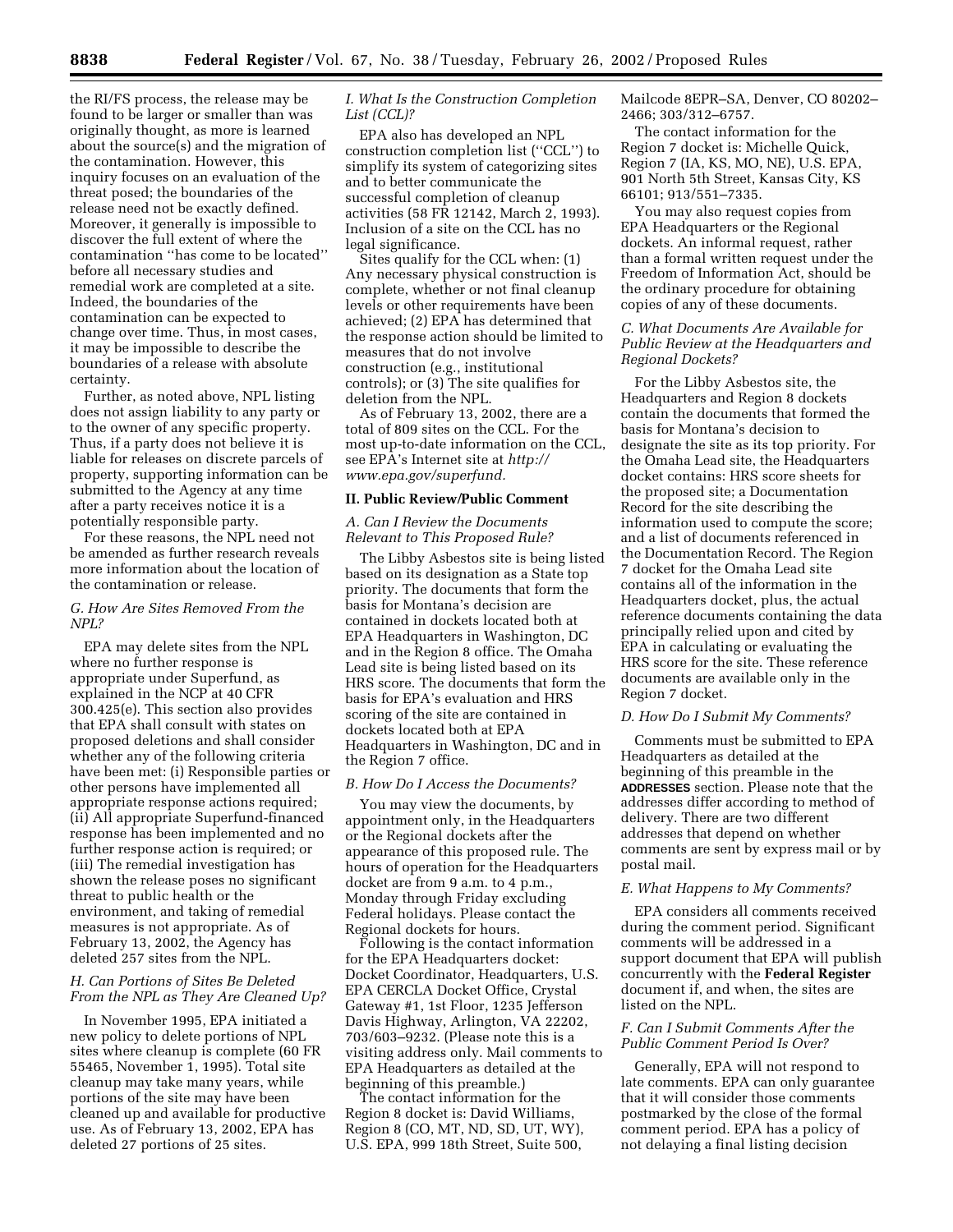the RI/FS process, the release may be found to be larger or smaller than was originally thought, as more is learned about the source(s) and the migration of the contamination. However, this inquiry focuses on an evaluation of the threat posed; the boundaries of the release need not be exactly defined. Moreover, it generally is impossible to discover the full extent of where the contamination ''has come to be located'' before all necessary studies and remedial work are completed at a site. Indeed, the boundaries of the contamination can be expected to change over time. Thus, in most cases, it may be impossible to describe the boundaries of a release with absolute certainty.

Further, as noted above, NPL listing does not assign liability to any party or to the owner of any specific property. Thus, if a party does not believe it is liable for releases on discrete parcels of property, supporting information can be submitted to the Agency at any time after a party receives notice it is a potentially responsible party.

For these reasons, the NPL need not be amended as further research reveals more information about the location of the contamination or release.

### *G. How Are Sites Removed From the NPL?*

EPA may delete sites from the NPL where no further response is appropriate under Superfund, as explained in the NCP at 40 CFR 300.425(e). This section also provides that EPA shall consult with states on proposed deletions and shall consider whether any of the following criteria have been met: (i) Responsible parties or other persons have implemented all appropriate response actions required; (ii) All appropriate Superfund-financed response has been implemented and no further response action is required; or (iii) The remedial investigation has shown the release poses no significant threat to public health or the environment, and taking of remedial measures is not appropriate. As of February 13, 2002, the Agency has deleted 257 sites from the NPL.

### *H. Can Portions of Sites Be Deleted From the NPL as They Are Cleaned Up?*

In November 1995, EPA initiated a new policy to delete portions of NPL sites where cleanup is complete (60 FR 55465, November 1, 1995). Total site cleanup may take many years, while portions of the site may have been cleaned up and available for productive use. As of February 13, 2002, EPA has deleted 27 portions of 25 sites.

### *I. What Is the Construction Completion List (CCL)?*

EPA also has developed an NPL construction completion list (''CCL'') to simplify its system of categorizing sites and to better communicate the successful completion of cleanup activities (58 FR 12142, March 2, 1993). Inclusion of a site on the CCL has no legal significance.

Sites qualify for the CCL when: (1) Any necessary physical construction is complete, whether or not final cleanup levels or other requirements have been achieved; (2) EPA has determined that the response action should be limited to measures that do not involve construction (e.g., institutional controls); or (3) The site qualifies for deletion from the NPL.

As of February 13, 2002, there are a total of 809 sites on the CCL. For the most up-to-date information on the CCL, see EPA's Internet site at *http://www.epa.gov/superfund.*

## II. Public Review/Public Comment

### *A. Can I Review the Documents Relevant to This Proposed Rule?*

The Libby Asbestos site is being listed based on its designation as a State top priority. The documents that form the basis for Montana's decision are contained in dockets located both at EPA Headquarters in Washington, DC and in the Region 8 office. The Omaha Lead site is being listed based on its HRS score. The documents that form the basis for EPA's evaluation and HRS scoring of the site are contained in dockets located both at EPA Headquarters in Washington, DC and in the Region 7 office.

### *B. How Do I Access the Documents?*

You may view the documents, by appointment only, in the Headquarters or the Regional dockets after the appearance of this proposed rule. The hours of operation for the Headquarters docket are from 9 a.m. to 4 p.m., Monday through Friday excluding Federal holidays. Please contact the Regional dockets for hours.

Following is the contact information for the EPA Headquarters docket: Docket Coordinator, Headquarters, U.S. EPA CERCLA Docket Office, Crystal Gateway #1, 1st Floor, 1235 Jefferson Davis Highway, Arlington, VA 22202, 703/603–9232. (Please note this is a visiting address only. Mail comments to EPA Headquarters as detailed at the beginning of this preamble.)

The contact information for the Region 8 docket is: David Williams, Region 8 (CO, MT, ND, SD, UT, WY), U.S. EPA, 999 18th Street, Suite 500, Mailcode 8EPR–SA, Denver, CO 80202–2466; 303/312–6757.

The contact information for the Region 7 docket is: Michelle Quick, Region 7 (IA, KS, MO, NE), U.S. EPA, 901 North 5th Street, Kansas City, KS 66101; 913/551–7335.

You may also request copies from EPA Headquarters or the Regional dockets. An informal request, rather than a formal written request under the Freedom of Information Act, should be the ordinary procedure for obtaining copies of any of these documents.

### *C. What Documents Are Available for Public Review at the Headquarters and Regional Dockets?*

For the Libby Asbestos site, the Headquarters and Region 8 dockets contain the documents that formed the basis for Montana's decision to designate the site as its top priority. For the Omaha Lead site, the Headquarters docket contains: HRS score sheets for the proposed site; a Documentation Record for the site describing the information used to compute the score; and a list of documents referenced in the Documentation Record. The Region 7 docket for the Omaha Lead site contains all of the information in the Headquarters docket, plus, the actual reference documents containing the data principally relied upon and cited by EPA in calculating or evaluating the HRS score for the site. These reference documents are available only in the Region 7 docket.

### *D. How Do I Submit My Comments?*

Comments must be submitted to EPA Headquarters as detailed at the beginning of this preamble in the **ADDRESSES** section. Please note that the addresses differ according to method of delivery. There are two different addresses that depend on whether comments are sent by express mail or by postal mail.

### *E. What Happens to My Comments?*

EPA considers all comments received during the comment period. Significant comments will be addressed in a support document that EPA will publish concurrently with the **Federal Register** document if, and when, the sites are listed on the NPL.

### *F. Can I Submit Comments After the Public Comment Period Is Over?*

Generally, EPA will not respond to late comments. EPA can only guarantee that it will consider those comments postmarked by the close of the formal comment period. EPA has a policy of not delaying a final listing decision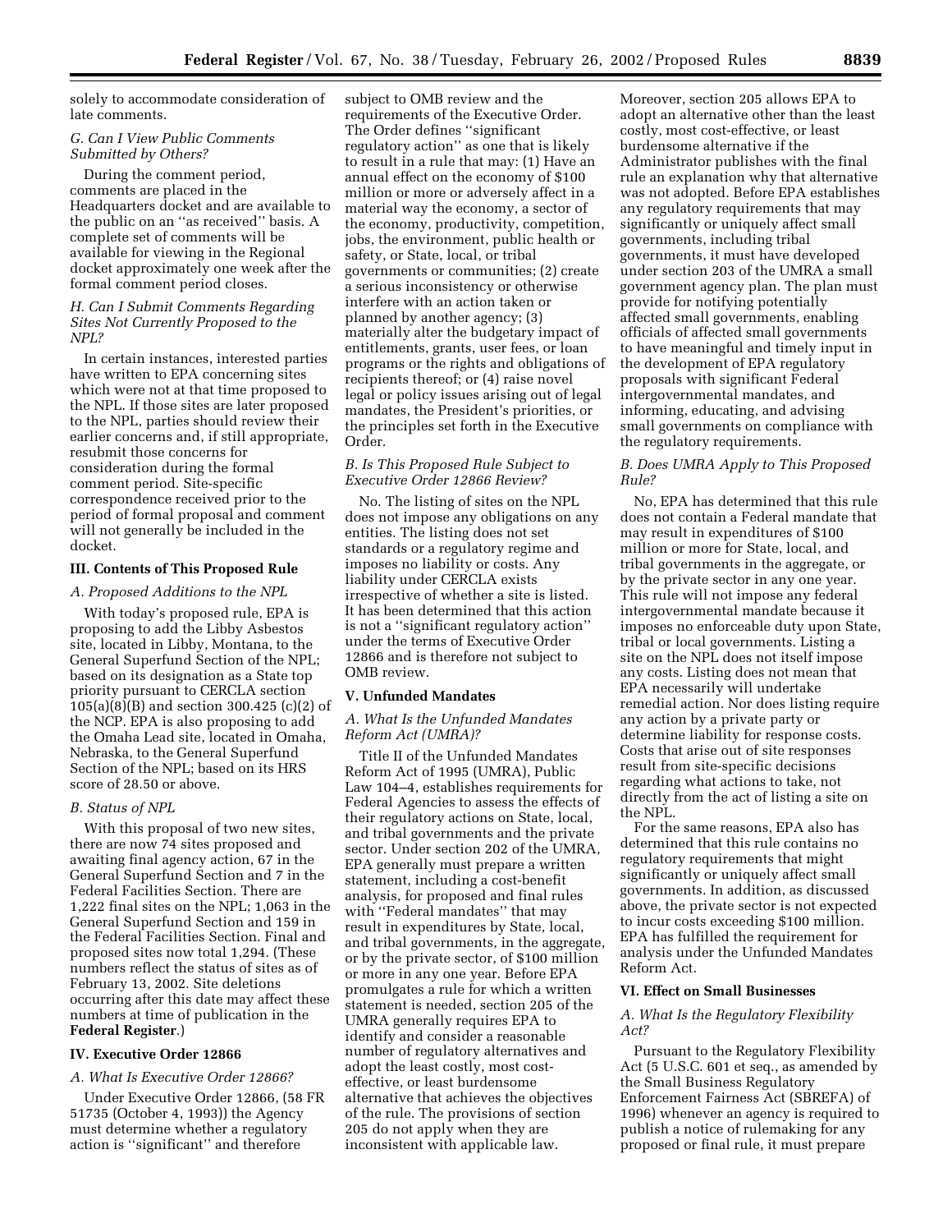solely to accommodate consideration of late comments.

### G. Can I View Public Comments Submitted by Others?

During the comment period, comments are placed in the Headquarters docket and are available to the public on an ''as received'' basis. A complete set of comments will be available for viewing in the Regional docket approximately one week after the formal comment period closes.

### H. Can I Submit Comments Regarding Sites Not Currently Proposed to the NPL?

In certain instances, interested parties have written to EPA concerning sites which were not at that time proposed to the NPL. If those sites are later proposed to the NPL, parties should review their earlier concerns and, if still appropriate, resubmit those concerns for consideration during the formal comment period. Site-specific correspondence received prior to the period of formal proposal and comment will not generally be included in the docket.

## III. Contents of This Proposed Rule

### A. Proposed Additions to the NPL

With today's proposed rule, EPA is proposing to add the Libby Asbestos site, located in Libby, Montana, to the General Superfund Section of the NPL; based on its designation as a State top priority pursuant to CERCLA section 105(a)(8)(B) and section 300.425 (c)(2) of the NCP. EPA is also proposing to add the Omaha Lead site, located in Omaha, Nebraska, to the General Superfund Section of the NPL; based on its HRS score of 28.50 or above.

### B. Status of NPL

With this proposal of two new sites, there are now 74 sites proposed and awaiting final agency action, 67 in the General Superfund Section and 7 in the Federal Facilities Section. There are 1,222 final sites on the NPL; 1,063 in the General Superfund Section and 159 in the Federal Facilities Section. Final and proposed sites now total 1,294. (These numbers reflect the status of sites as of February 13, 2002. Site deletions occurring after this date may affect these numbers at time of publication in the **Federal Register**.)

## IV. Executive Order 12866

### A. What Is Executive Order 12866?

Under Executive Order 12866, (58 FR 51735 (October 4, 1993)) the Agency must determine whether a regulatory action is ''significant'' and therefore subject to OMB review and the requirements of the Executive Order. The Order defines ''significant regulatory action'' as one that is likely to result in a rule that may: (1) Have an annual effect on the economy of $100 million or more or adversely affect in a material way the economy, a sector of the economy, productivity, competition, jobs, the environment, public health or safety, or State, local, or tribal governments or communities; (2) create a serious inconsistency or otherwise interfere with an action taken or planned by another agency; (3) materially alter the budgetary impact of entitlements, grants, user fees, or loan programs or the rights and obligations of recipients thereof; or (4) raise novel legal or policy issues arising out of legal mandates, the President's priorities, or the principles set forth in the Executive Order.

### B. Is This Proposed Rule Subject to Executive Order 12866 Review?

No. The listing of sites on the NPL does not impose any obligations on any entities. The listing does not set standards or a regulatory regime and imposes no liability or costs. Any liability under CERCLA exists irrespective of whether a site is listed. It has been determined that this action is not a ''significant regulatory action'' under the terms of Executive Order 12866 and is therefore not subject to OMB review.

## V. Unfunded Mandates

### A. What Is the Unfunded Mandates Reform Act (UMRA)?

Title II of the Unfunded Mandates Reform Act of 1995 (UMRA), Public Law 104–4, establishes requirements for Federal Agencies to assess the effects of their regulatory actions on State, local, and tribal governments and the private sector. Under section 202 of the UMRA, EPA generally must prepare a written statement, including a cost-benefit analysis, for proposed and final rules with ''Federal mandates'' that may result in expenditures by State, local, and tribal governments, in the aggregate, or by the private sector, of $100 million or more in any one year. Before EPA promulgates a rule for which a written statement is needed, section 205 of the UMRA generally requires EPA to identify and consider a reasonable number of regulatory alternatives and adopt the least costly, most cost-effective, or least burdensome alternative that achieves the objectives of the rule. The provisions of section 205 do not apply when they are inconsistent with applicable law. Moreover, section 205 allows EPA to adopt an alternative other than the least costly, most cost-effective, or least burdensome alternative if the Administrator publishes with the final rule an explanation why that alternative was not adopted. Before EPA establishes any regulatory requirements that may significantly or uniquely affect small governments, including tribal governments, it must have developed under section 203 of the UMRA a small government agency plan. The plan must provide for notifying potentially affected small governments, enabling officials of affected small governments to have meaningful and timely input in the development of EPA regulatory proposals with significant Federal intergovernmental mandates, and informing, educating, and advising small governments on compliance with the regulatory requirements.

### B. Does UMRA Apply to This Proposed Rule?

No, EPA has determined that this rule does not contain a Federal mandate that may result in expenditures of $100 million or more for State, local, and tribal governments in the aggregate, or by the private sector in any one year. This rule will not impose any federal intergovernmental mandate because it imposes no enforceable duty upon State, tribal or local governments. Listing a site on the NPL does not itself impose any costs. Listing does not mean that EPA necessarily will undertake remedial action. Nor does listing require any action by a private party or determine liability for response costs. Costs that arise out of site responses result from site-specific decisions regarding what actions to take, not directly from the act of listing a site on the NPL.

For the same reasons, EPA also has determined that this rule contains no regulatory requirements that might significantly or uniquely affect small governments. In addition, as discussed above, the private sector is not expected to incur costs exceeding $100 million. EPA has fulfilled the requirement for analysis under the Unfunded Mandates Reform Act.

## VI. Effect on Small Businesses

### A. What Is the Regulatory Flexibility Act?

Pursuant to the Regulatory Flexibility Act (5 U.S.C. 601 et seq., as amended by the Small Business Regulatory Enforcement Fairness Act (SBREFA) of 1996) whenever an agency is required to publish a notice of rulemaking for any proposed or final rule, it must prepare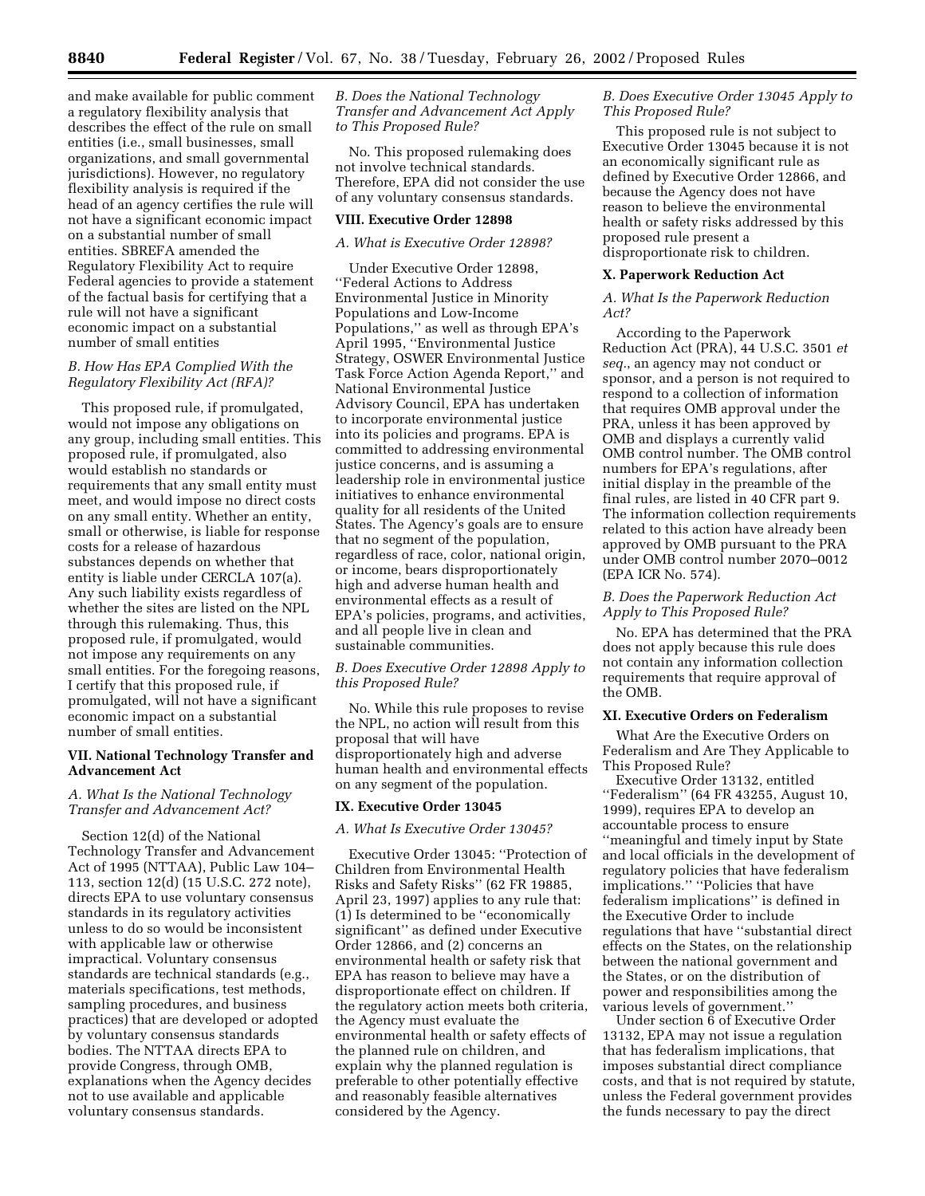and make available for public comment a regulatory flexibility analysis that describes the effect of the rule on small entities (i.e., small businesses, small organizations, and small governmental jurisdictions). However, no regulatory flexibility analysis is required if the head of an agency certifies the rule will not have a significant economic impact on a substantial number of small entities. SBREFA amended the Regulatory Flexibility Act to require Federal agencies to provide a statement of the factual basis for certifying that a rule will not have a significant economic impact on a substantial number of small entities

### *B. How Has EPA Complied With the Regulatory Flexibility Act (RFA)?*

This proposed rule, if promulgated, would not impose any obligations on any group, including small entities. This proposed rule, if promulgated, also would establish no standards or requirements that any small entity must meet, and would impose no direct costs on any small entity. Whether an entity, small or otherwise, is liable for response costs for a release of hazardous substances depends on whether that entity is liable under CERCLA 107(a). Any such liability exists regardless of whether the sites are listed on the NPL through this rulemaking. Thus, this proposed rule, if promulgated, would not impose any requirements on any small entities. For the foregoing reasons, I certify that this proposed rule, if promulgated, will not have a significant economic impact on a substantial number of small entities.

## VII. National Technology Transfer and Advancement Act

### *A. What Is the National Technology Transfer and Advancement Act?*

Section 12(d) of the National Technology Transfer and Advancement Act of 1995 (NTTAA), Public Law 104–113, section 12(d) (15 U.S.C. 272 note), directs EPA to use voluntary consensus standards in its regulatory activities unless to do so would be inconsistent with applicable law or otherwise impractical. Voluntary consensus standards are technical standards (e.g., materials specifications, test methods, sampling procedures, and business practices) that are developed or adopted by voluntary consensus standards bodies. The NTTAA directs EPA to provide Congress, through OMB, explanations when the Agency decides not to use available and applicable voluntary consensus standards.

### *B. Does the National Technology Transfer and Advancement Act Apply to This Proposed Rule?*

No. This proposed rulemaking does not involve technical standards. Therefore, EPA did not consider the use of any voluntary consensus standards.

## VIII. Executive Order 12898

### *A. What is Executive Order 12898?*

Under Executive Order 12898, ''Federal Actions to Address Environmental Justice in Minority Populations and Low-Income Populations,'' as well as through EPA's April 1995, ''Environmental Justice Strategy, OSWER Environmental Justice Task Force Action Agenda Report,'' and National Environmental Justice Advisory Council, EPA has undertaken to incorporate environmental justice into its policies and programs. EPA is committed to addressing environmental justice concerns, and is assuming a leadership role in environmental justice initiatives to enhance environmental quality for all residents of the United States. The Agency's goals are to ensure that no segment of the population, regardless of race, color, national origin, or income, bears disproportionately high and adverse human health and environmental effects as a result of EPA's policies, programs, and activities, and all people live in clean and sustainable communities.

### *B. Does Executive Order 12898 Apply to this Proposed Rule?*

No. While this rule proposes to revise the NPL, no action will result from this proposal that will have disproportionately high and adverse human health and environmental effects on any segment of the population.

## IX. Executive Order 13045

### *A. What Is Executive Order 13045?*

Executive Order 13045: ''Protection of Children from Environmental Health Risks and Safety Risks'' (62 FR 19885, April 23, 1997) applies to any rule that: (1) Is determined to be ''economically significant'' as defined under Executive Order 12866, and (2) concerns an environmental health or safety risk that EPA has reason to believe may have a disproportionate effect on children. If the regulatory action meets both criteria, the Agency must evaluate the environmental health or safety effects of the planned rule on children, and explain why the planned regulation is preferable to other potentially effective and reasonably feasible alternatives considered by the Agency.

### *B. Does Executive Order 13045 Apply to This Proposed Rule?*

This proposed rule is not subject to Executive Order 13045 because it is not an economically significant rule as defined by Executive Order 12866, and because the Agency does not have reason to believe the environmental health or safety risks addressed by this proposed rule present a disproportionate risk to children.

## X. Paperwork Reduction Act

### *A. What Is the Paperwork Reduction Act?*

According to the Paperwork Reduction Act (PRA), 44 U.S.C. 3501 *et seq.*, an agency may not conduct or sponsor, and a person is not required to respond to a collection of information that requires OMB approval under the PRA, unless it has been approved by OMB and displays a currently valid OMB control number. The OMB control numbers for EPA's regulations, after initial display in the preamble of the final rules, are listed in 40 CFR part 9. The information collection requirements related to this action have already been approved by OMB pursuant to the PRA under OMB control number 2070–0012 (EPA ICR No. 574).

### *B. Does the Paperwork Reduction Act Apply to This Proposed Rule?*

No. EPA has determined that the PRA does not apply because this rule does not contain any information collection requirements that require approval of the OMB.

## XI. Executive Orders on Federalism

What Are the Executive Orders on Federalism and Are They Applicable to This Proposed Rule?

Executive Order 13132, entitled ''Federalism'' (64 FR 43255, August 10, 1999), requires EPA to develop an accountable process to ensure ''meaningful and timely input by State and local officials in the development of regulatory policies that have federalism implications.'' ''Policies that have federalism implications'' is defined in the Executive Order to include regulations that have ''substantial direct effects on the States, on the relationship between the national government and the States, or on the distribution of power and responsibilities among the various levels of government.''

Under section 6 of Executive Order 13132, EPA may not issue a regulation that has federalism implications, that imposes substantial direct compliance costs, and that is not required by statute, unless the Federal government provides the funds necessary to pay the direct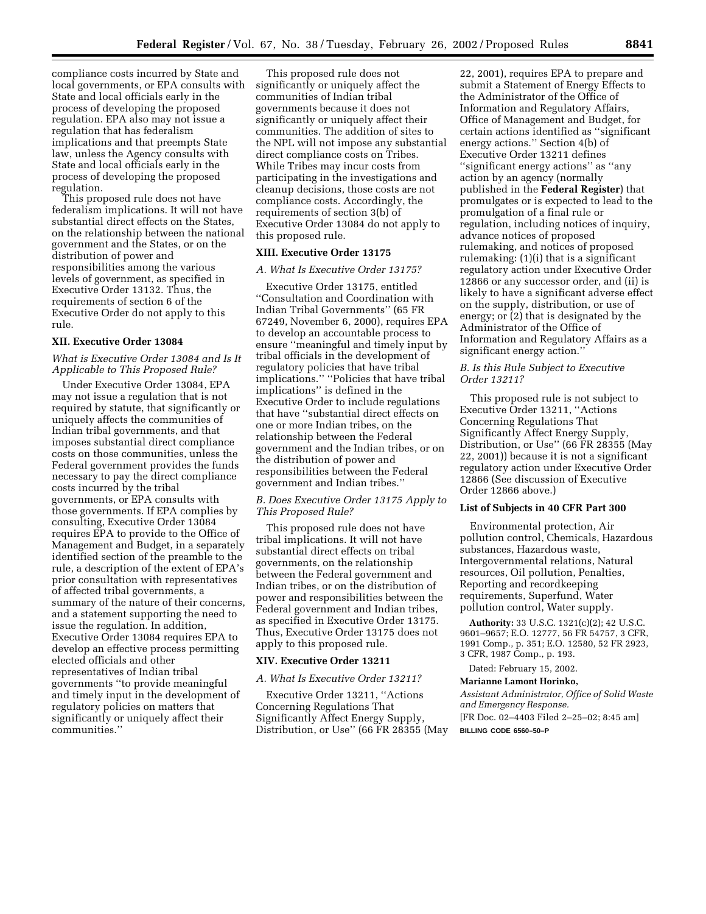compliance costs incurred by State and local governments, or EPA consults with State and local officials early in the process of developing the proposed regulation. EPA also may not issue a regulation that has federalism implications and that preempts State law, unless the Agency consults with State and local officials early in the process of developing the proposed regulation.

This proposed rule does not have federalism implications. It will not have substantial direct effects on the States, on the relationship between the national government and the States, or on the distribution of power and responsibilities among the various levels of government, as specified in Executive Order 13132. Thus, the requirements of section 6 of the Executive Order do not apply to this rule.

## XII. Executive Order 13084

### *What is Executive Order 13084 and Is It Applicable to This Proposed Rule?*

Under Executive Order 13084, EPA may not issue a regulation that is not required by statute, that significantly or uniquely affects the communities of Indian tribal governments, and that imposes substantial direct compliance costs on those communities, unless the Federal government provides the funds necessary to pay the direct compliance costs incurred by the tribal governments, or EPA consults with those governments. If EPA complies by consulting, Executive Order 13084 requires EPA to provide to the Office of Management and Budget, in a separately identified section of the preamble to the rule, a description of the extent of EPA's prior consultation with representatives of affected tribal governments, a summary of the nature of their concerns, and a statement supporting the need to issue the regulation. In addition, Executive Order 13084 requires EPA to develop an effective process permitting elected officials and other representatives of Indian tribal governments ''to provide meaningful and timely input in the development of regulatory policies on matters that significantly or uniquely affect their communities.''

This proposed rule does not significantly or uniquely affect the communities of Indian tribal governments because it does not significantly or uniquely affect their communities. The addition of sites to the NPL will not impose any substantial direct compliance costs on Tribes. While Tribes may incur costs from participating in the investigations and cleanup decisions, those costs are not compliance costs. Accordingly, the requirements of section 3(b) of Executive Order 13084 do not apply to this proposed rule.

## XIII. Executive Order 13175

### *A. What Is Executive Order 13175?*

Executive Order 13175, entitled ''Consultation and Coordination with Indian Tribal Governments'' (65 FR 67249, November 6, 2000), requires EPA to develop an accountable process to ensure ''meaningful and timely input by tribal officials in the development of regulatory policies that have tribal implications.'' ''Policies that have tribal implications'' is defined in the Executive Order to include regulations that have ''substantial direct effects on one or more Indian tribes, on the relationship between the Federal government and the Indian tribes, or on the distribution of power and responsibilities between the Federal government and Indian tribes.''

### *B. Does Executive Order 13175 Apply to This Proposed Rule?*

This proposed rule does not have tribal implications. It will not have substantial direct effects on tribal governments, on the relationship between the Federal government and Indian tribes, or on the distribution of power and responsibilities between the Federal government and Indian tribes, as specified in Executive Order 13175. Thus, Executive Order 13175 does not apply to this proposed rule.

## XIV. Executive Order 13211

### *A. What Is Executive Order 13211?*

Executive Order 13211, ''Actions Concerning Regulations That Significantly Affect Energy Supply, Distribution, or Use'' (66 FR 28355 (May 22, 2001), requires EPA to prepare and submit a Statement of Energy Effects to the Administrator of the Office of Information and Regulatory Affairs, Office of Management and Budget, for certain actions identified as ''significant energy actions.'' Section 4(b) of Executive Order 13211 defines ''significant energy actions'' as ''any action by an agency (normally published in the **Federal Register**) that promulgates or is expected to lead to the promulgation of a final rule or regulation, including notices of inquiry, advance notices of proposed rulemaking, and notices of proposed rulemaking: (1)(i) that is a significant regulatory action under Executive Order 12866 or any successor order, and (ii) is likely to have a significant adverse effect on the supply, distribution, or use of energy; or (2) that is designated by the Administrator of the Office of Information and Regulatory Affairs as a significant energy action.''

### *B. Is this Rule Subject to Executive Order 13211?*

This proposed rule is not subject to Executive Order 13211, ''Actions Concerning Regulations That Significantly Affect Energy Supply, Distribution, or Use'' (66 FR 28355 (May 22, 2001)) because it is not a significant regulatory action under Executive Order 12866 (See discussion of Executive Order 12866 above.)

## List of Subjects in 40 CFR Part 300

Environmental protection, Air pollution control, Chemicals, Hazardous substances, Hazardous waste, Intergovernmental relations, Natural resources, Oil pollution, Penalties, Reporting and recordkeeping requirements, Superfund, Water pollution control, Water supply.

**Authority:** 33 U.S.C. 1321(c)(2); 42 U.S.C. 9601–9657; E.O. 12777, 56 FR 54757, 3 CFR, 1991 Comp., p. 351; E.O. 12580, 52 FR 2923, 3 CFR, 1987 Comp., p. 193.

Dated: February 15, 2002.

**Marianne Lamont Horinko,**

*Assistant Administrator, Office of Solid Waste and Emergency Response.*

[FR Doc. 02–4403 Filed 2–25–02; 8:45 am]

**BILLING CODE 6560–50–P**